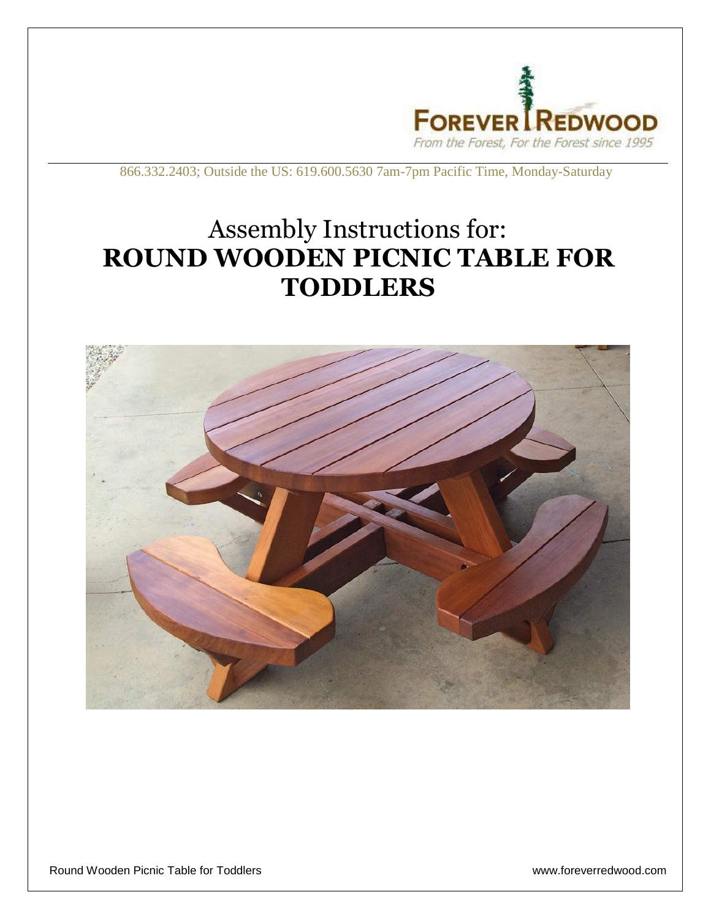FOREVER REDWOOD

From the Forest, For the Forest since 1995

866.332.2403; Outside the US: 619.600.5630 7am-7pm Pacific Time, Monday-Saturday

# Assembly Instructions for: **ROUND WOODEN PICNIC TABLE FOR TODDLERS**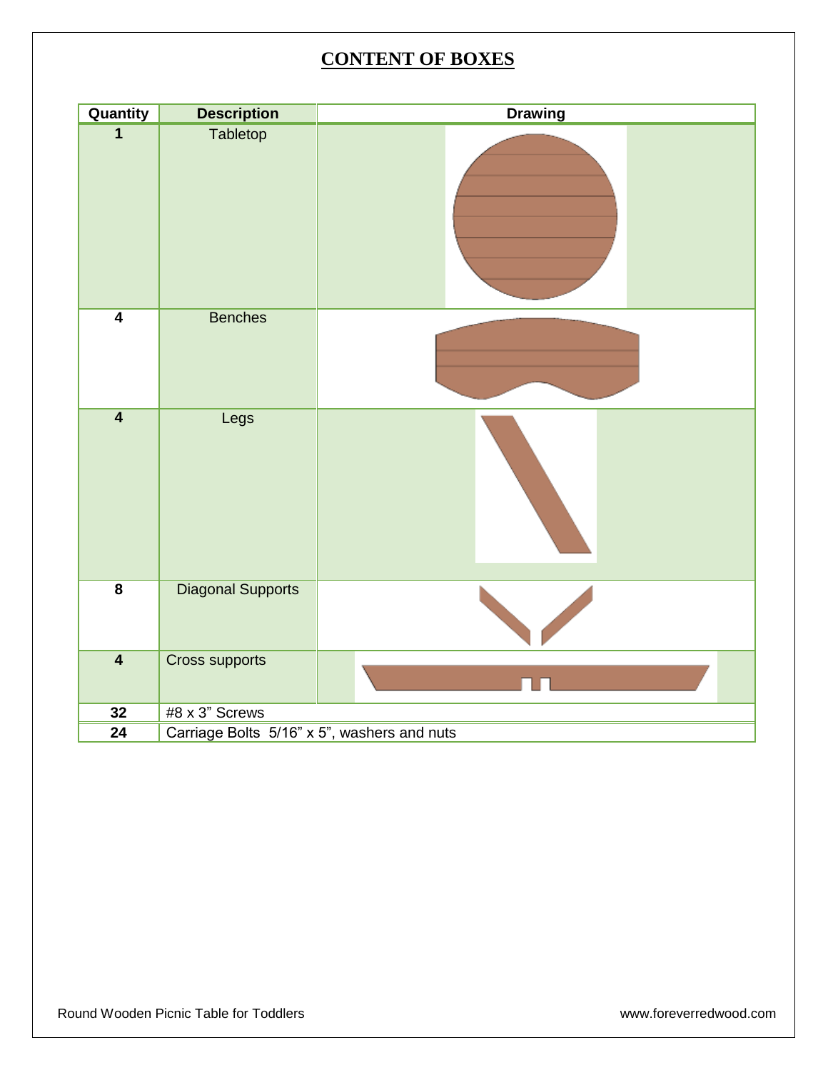# CONTENT OF BOXES

| Quantity | Description | Drawing |
|---|---|---|
| 1 | Tabletop | |
| 4 | Benches | |
| 4 | Legs | |
| 8 | Diagonal Supports | |
| 4 | Cross supports | |
| 32 | #8 x 3" Screws | |
| 24 | Carriage Bolts 5/16" x 5", washers and nuts | |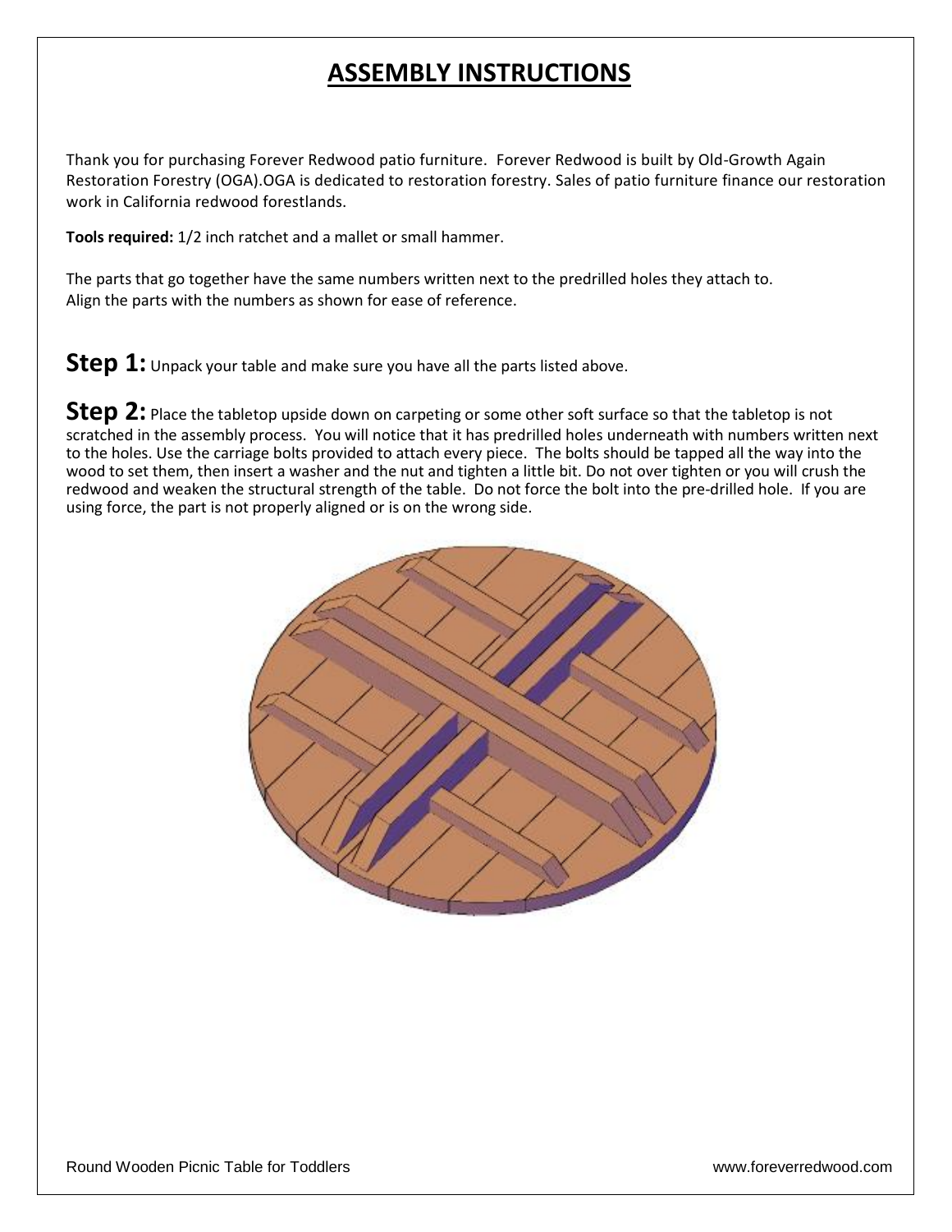# ASSEMBLY INSTRUCTIONS

Thank you for purchasing Forever Redwood patio furniture. Forever Redwood is built by Old-Growth Again Restoration Forestry (OGA).OGA is dedicated to restoration forestry. Sales of patio furniture finance our restoration work in California redwood forestlands.

**Tools required:** 1/2 inch ratchet and a mallet or small hammer.

The parts that go together have the same numbers written next to the predrilled holes they attach to. Align the parts with the numbers as shown for ease of reference.

**Step 1:** Unpack your table and make sure you have all the parts listed above.

**Step 2:** Place the tabletop upside down on carpeting or some other soft surface so that the tabletop is not scratched in the assembly process. You will notice that it has predrilled holes underneath with numbers written next to the holes. Use the carriage bolts provided to attach every piece. The bolts should be tapped all the way into the wood to set them, then insert a washer and the nut and tighten a little bit. Do not over tighten or you will crush the redwood and weaken the structural strength of the table. Do not force the bolt into the pre-drilled hole. If you are using force, the part is not properly aligned or is on the wrong side.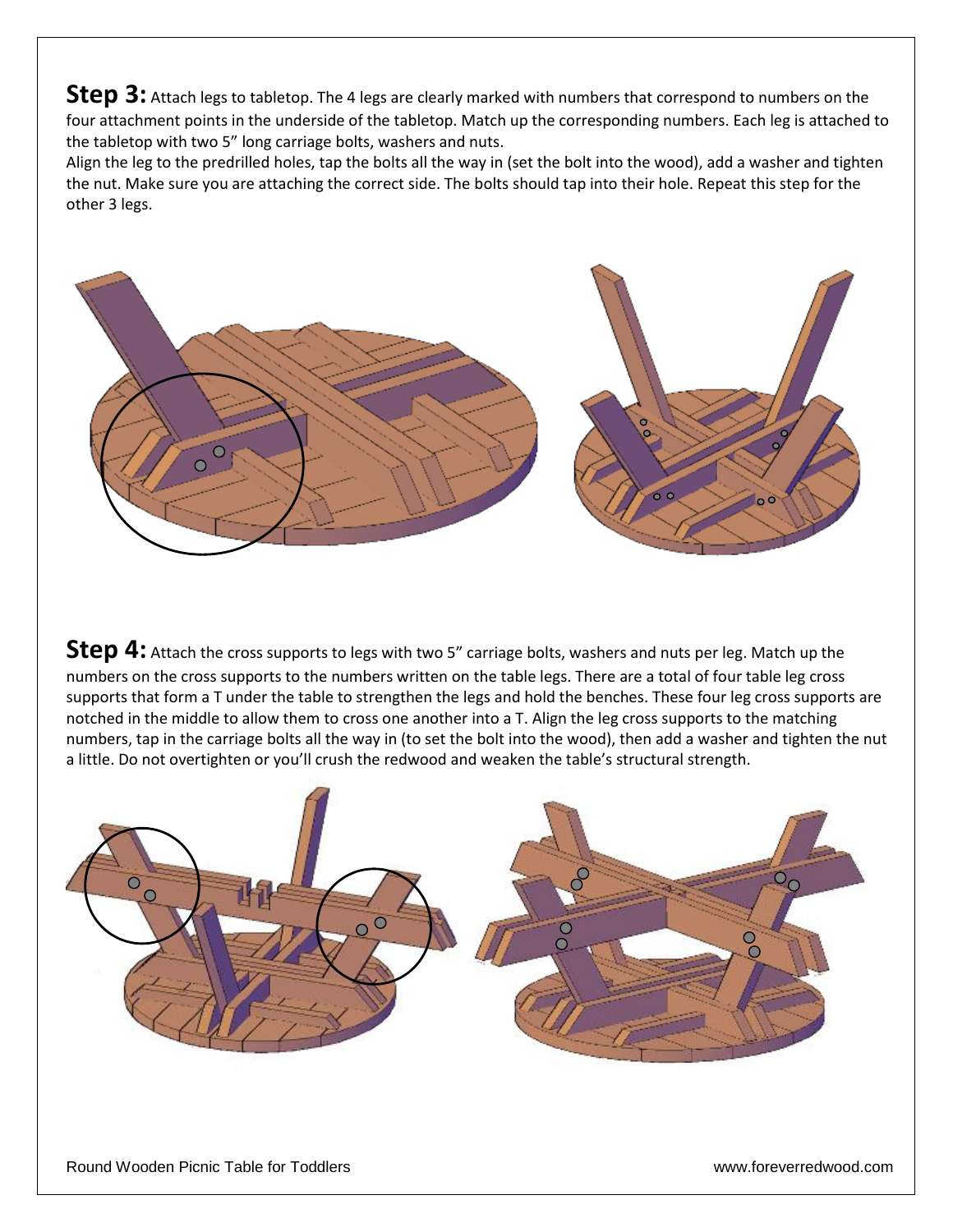**Step 3:** Attach legs to tabletop. The 4 legs are clearly marked with numbers that correspond to numbers on the four attachment points in the underside of the tabletop. Match up the corresponding numbers. Each leg is attached to the tabletop with two 5" long carriage bolts, washers and nuts.

Align the leg to the predrilled holes, tap the bolts all the way in (set the bolt into the wood), add a washer and tighten the nut. Make sure you are attaching the correct side. The bolts should tap into their hole. Repeat this step for the other 3 legs.

**Step 4:** Attach the cross supports to legs with two 5" carriage bolts, washers and nuts per leg. Match up the numbers on the cross supports to the numbers written on the table legs. There are a total of four table leg cross supports that form a T under the table to strengthen the legs and hold the benches. These four leg cross supports are notched in the middle to allow them to cross one another into a T. Align the leg cross supports to the matching numbers, tap in the carriage bolts all the way in (to set the bolt into the wood), then add a washer and tighten the nut a little. Do not overtighten or you'll crush the redwood and weaken the table's structural strength.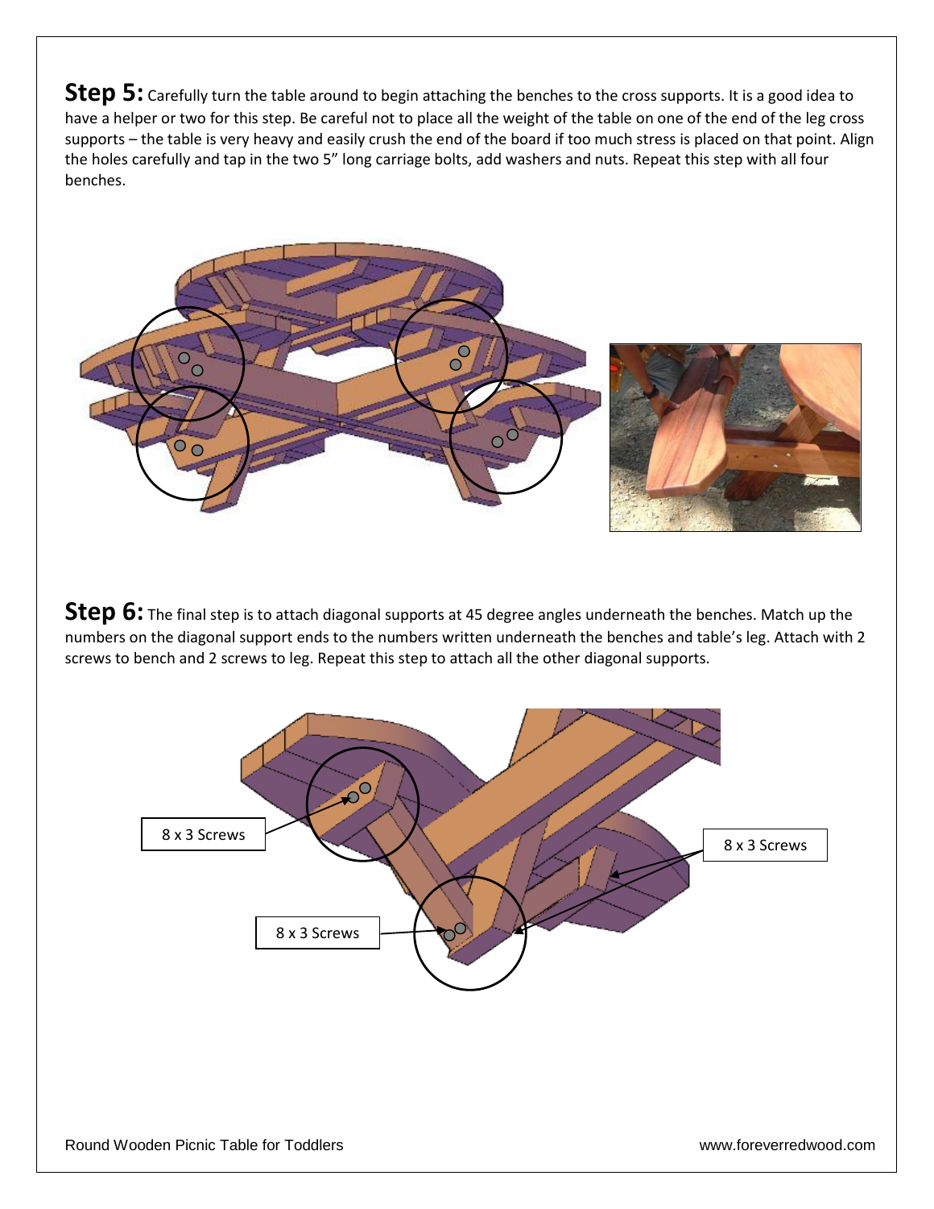**Step 5:** Carefully turn the table around to begin attaching the benches to the cross supports. It is a good idea to have a helper or two for this step. Be careful not to place all the weight of the table on one of the end of the leg cross supports – the table is very heavy and easily crush the end of the board if too much stress is placed on that point. Align the holes carefully and tap in the two 5" long carriage bolts, add washers and nuts. Repeat this step with all four benches.

**Step 6:** The final step is to attach diagonal supports at 45 degree angles underneath the benches. Match up the numbers on the diagonal support ends to the numbers written underneath the benches and table's leg. Attach with 2 screws to bench and 2 screws to leg. Repeat this step to attach all the other diagonal supports.

8 x 3 Screws

8 x 3 Screws

8 x 3 Screws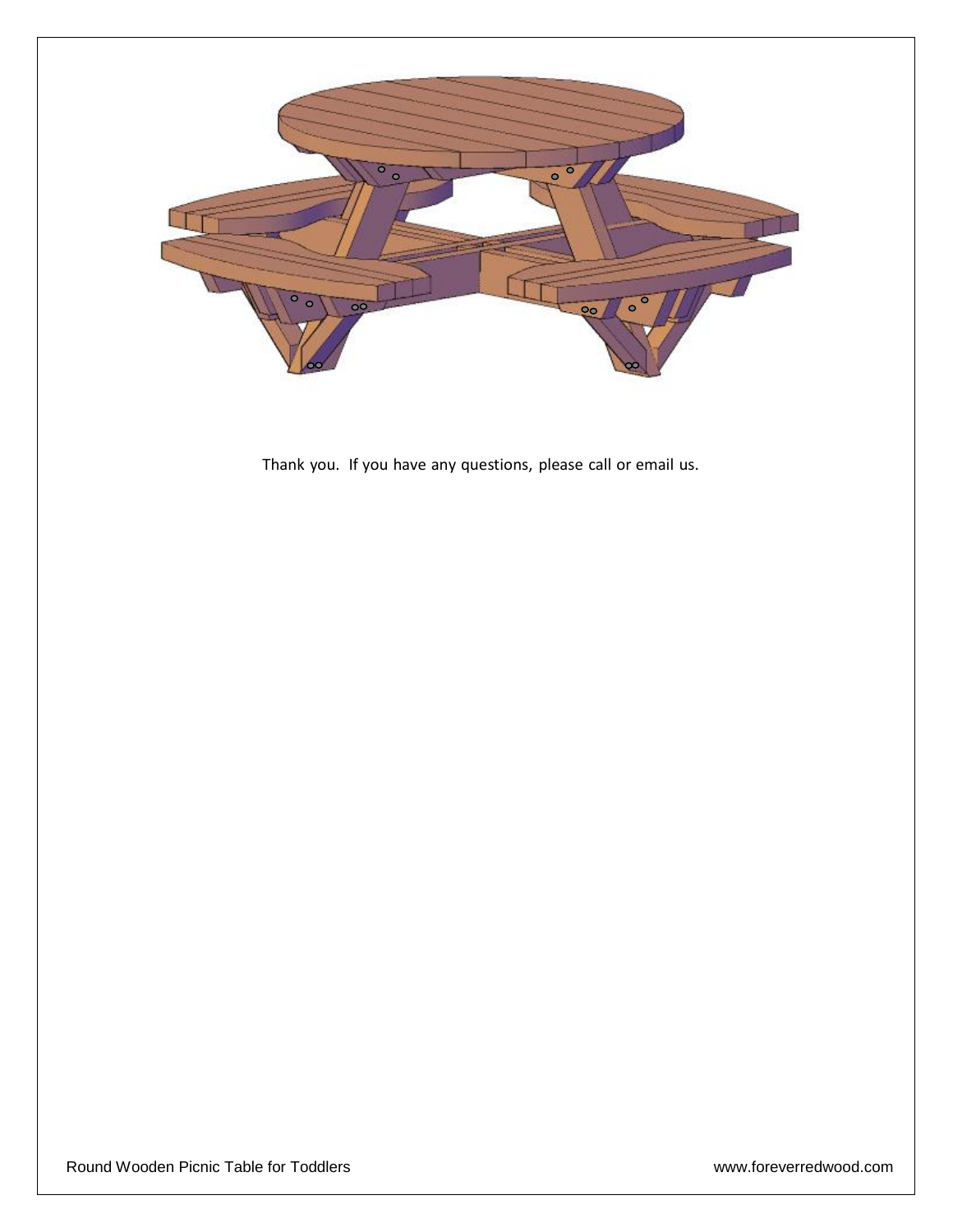Thank you.  If you have any questions, please call or email us.